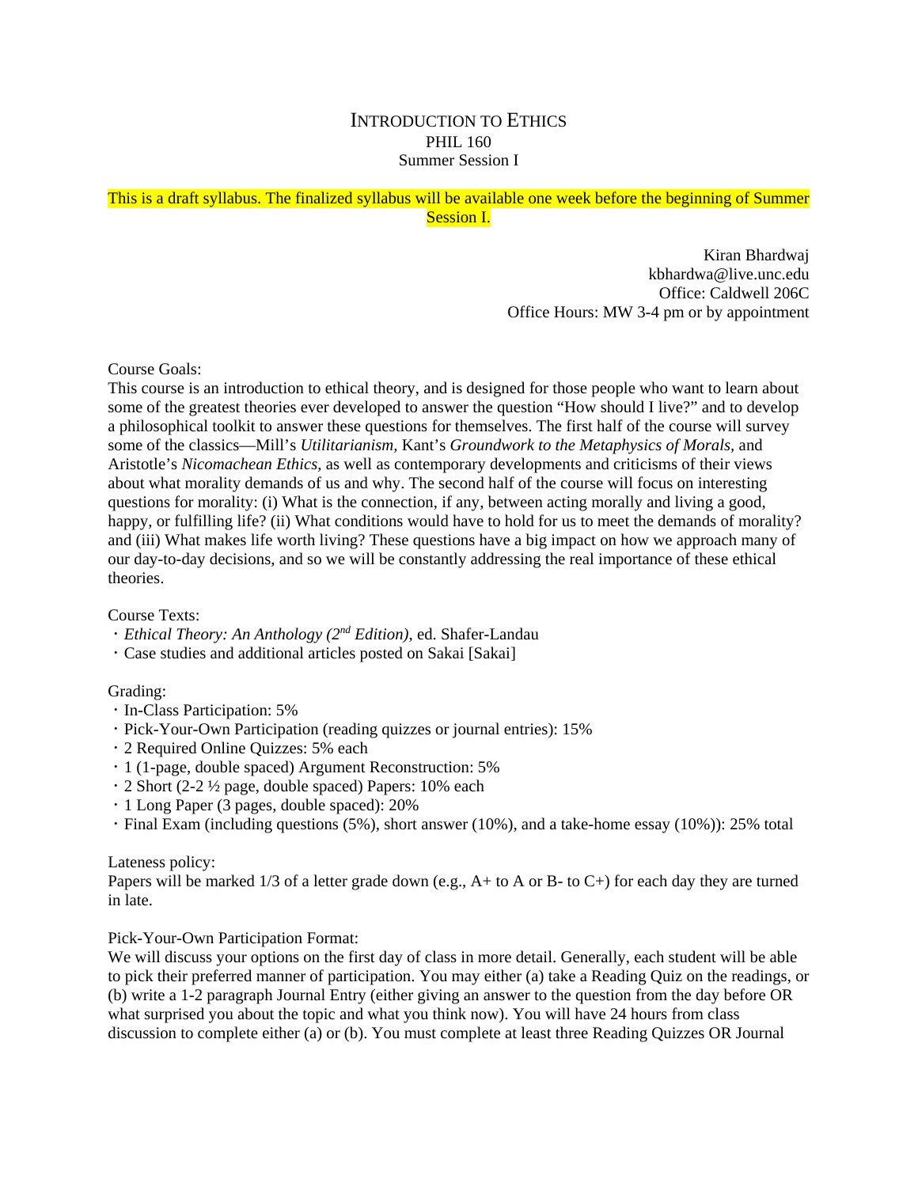# INTRODUCTION TO ETHICS
PHIL 160
Summer Session I

This is a draft syllabus. The finalized syllabus will be available one week before the beginning of Summer Session I.

Kiran Bhardwaj
kbhardwa@live.unc.edu
Office: Caldwell 206C
Office Hours: MW 3-4 pm or by appointment

Course Goals:
This course is an introduction to ethical theory, and is designed for those people who want to learn about some of the greatest theories ever developed to answer the question "How should I live?" and to develop a philosophical toolkit to answer these questions for themselves. The first half of the course will survey some of the classics—Mill's *Utilitarianism*, Kant's *Groundwork to the Metaphysics of Morals*, and Aristotle's *Nicomachean Ethics*, as well as contemporary developments and criticisms of their views about what morality demands of us and why. The second half of the course will focus on interesting questions for morality: (i) What is the connection, if any, between acting morally and living a good, happy, or fulfilling life? (ii) What conditions would have to hold for us to meet the demands of morality? and (iii) What makes life worth living? These questions have a big impact on how we approach many of our day-to-day decisions, and so we will be constantly addressing the real importance of these ethical theories.

Course Texts:
- *Ethical Theory: An Anthology (2nd Edition)*, ed. Shafer-Landau
- Case studies and additional articles posted on Sakai [Sakai]

Grading:
- In-Class Participation: 5%
- Pick-Your-Own Participation (reading quizzes or journal entries): 15%
- 2 Required Online Quizzes: 5% each
- 1 (1-page, double spaced) Argument Reconstruction: 5%
- 2 Short (2-2 ½ page, double spaced) Papers: 10% each
- 1 Long Paper (3 pages, double spaced): 20%
- Final Exam (including questions (5%), short answer (10%), and a take-home essay (10%)): 25% total

Lateness policy:
Papers will be marked 1/3 of a letter grade down (e.g., A+ to A or B- to C+) for each day they are turned in late.

Pick-Your-Own Participation Format:
We will discuss your options on the first day of class in more detail. Generally, each student will be able to pick their preferred manner of participation. You may either (a) take a Reading Quiz on the readings, or (b) write a 1-2 paragraph Journal Entry (either giving an answer to the question from the day before OR what surprised you about the topic and what you think now). You will have 24 hours from class discussion to complete either (a) or (b). You must complete at least three Reading Quizzes OR Journal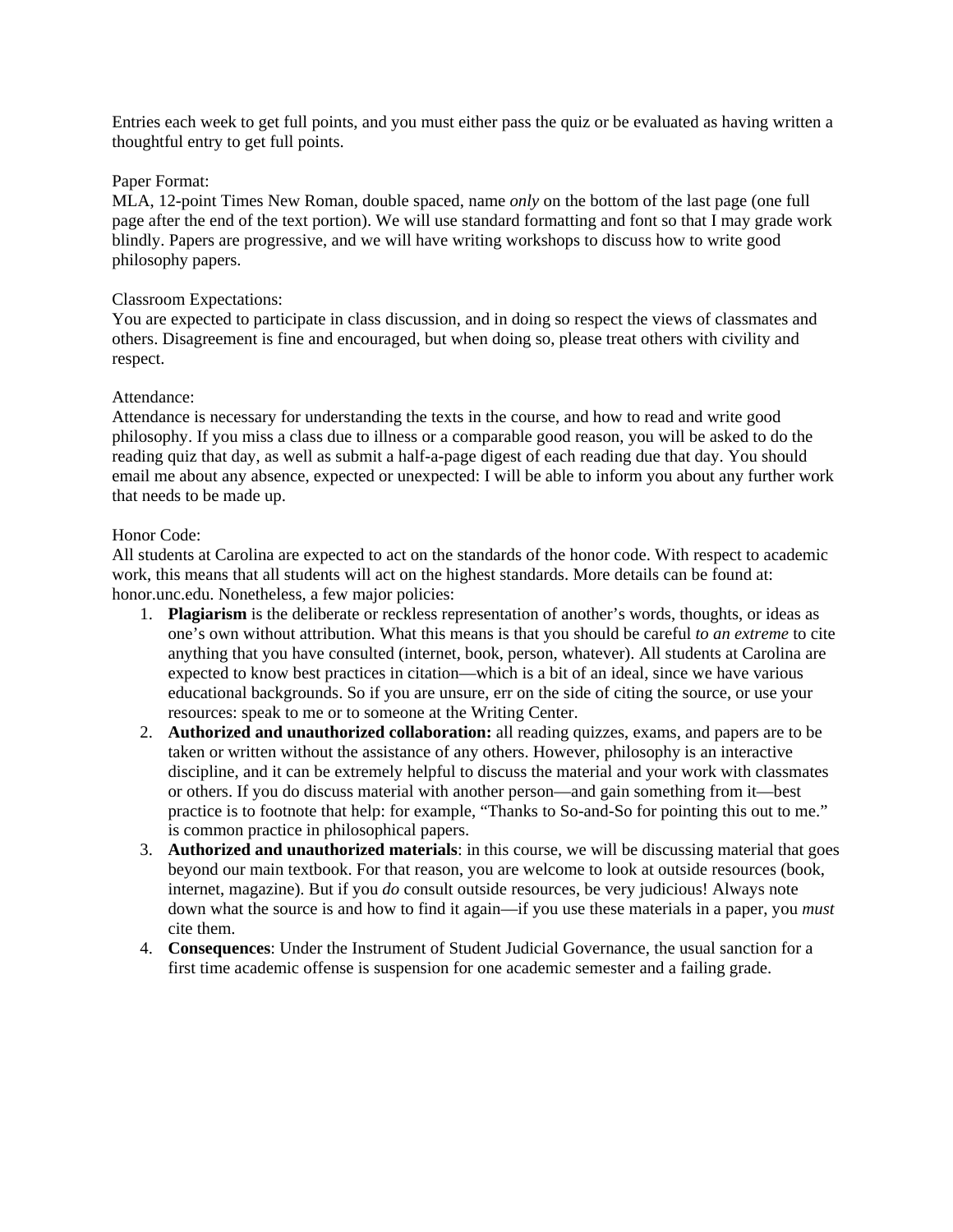Entries each week to get full points, and you must either pass the quiz or be evaluated as having written a thoughtful entry to get full points.

Paper Format:
MLA, 12-point Times New Roman, double spaced, name *only* on the bottom of the last page (one full page after the end of the text portion). We will use standard formatting and font so that I may grade work blindly. Papers are progressive, and we will have writing workshops to discuss how to write good philosophy papers.

Classroom Expectations:
You are expected to participate in class discussion, and in doing so respect the views of classmates and others. Disagreement is fine and encouraged, but when doing so, please treat others with civility and respect.

Attendance:
Attendance is necessary for understanding the texts in the course, and how to read and write good philosophy. If you miss a class due to illness or a comparable good reason, you will be asked to do the reading quiz that day, as well as submit a half-a-page digest of each reading due that day. You should email me about any absence, expected or unexpected: I will be able to inform you about any further work that needs to be made up.

Honor Code:
All students at Carolina are expected to act on the standards of the honor code. With respect to academic work, this means that all students will act on the highest standards. More details can be found at: honor.unc.edu. Nonetheless, a few major policies:

1. **Plagiarism** is the deliberate or reckless representation of another's words, thoughts, or ideas as one's own without attribution. What this means is that you should be careful *to an extreme* to cite anything that you have consulted (internet, book, person, whatever). All students at Carolina are expected to know best practices in citation—which is a bit of an ideal, since we have various educational backgrounds. So if you are unsure, err on the side of citing the source, or use your resources: speak to me or to someone at the Writing Center.
2. **Authorized and unauthorized collaboration:** all reading quizzes, exams, and papers are to be taken or written without the assistance of any others. However, philosophy is an interactive discipline, and it can be extremely helpful to discuss the material and your work with classmates or others. If you do discuss material with another person—and gain something from it—best practice is to footnote that help: for example, "Thanks to So-and-So for pointing this out to me." is common practice in philosophical papers.
3. **Authorized and unauthorized materials**: in this course, we will be discussing material that goes beyond our main textbook. For that reason, you are welcome to look at outside resources (book, internet, magazine). But if you *do* consult outside resources, be very judicious! Always note down what the source is and how to find it again—if you use these materials in a paper, you *must* cite them.
4. **Consequences**: Under the Instrument of Student Judicial Governance, the usual sanction for a first time academic offense is suspension for one academic semester and a failing grade.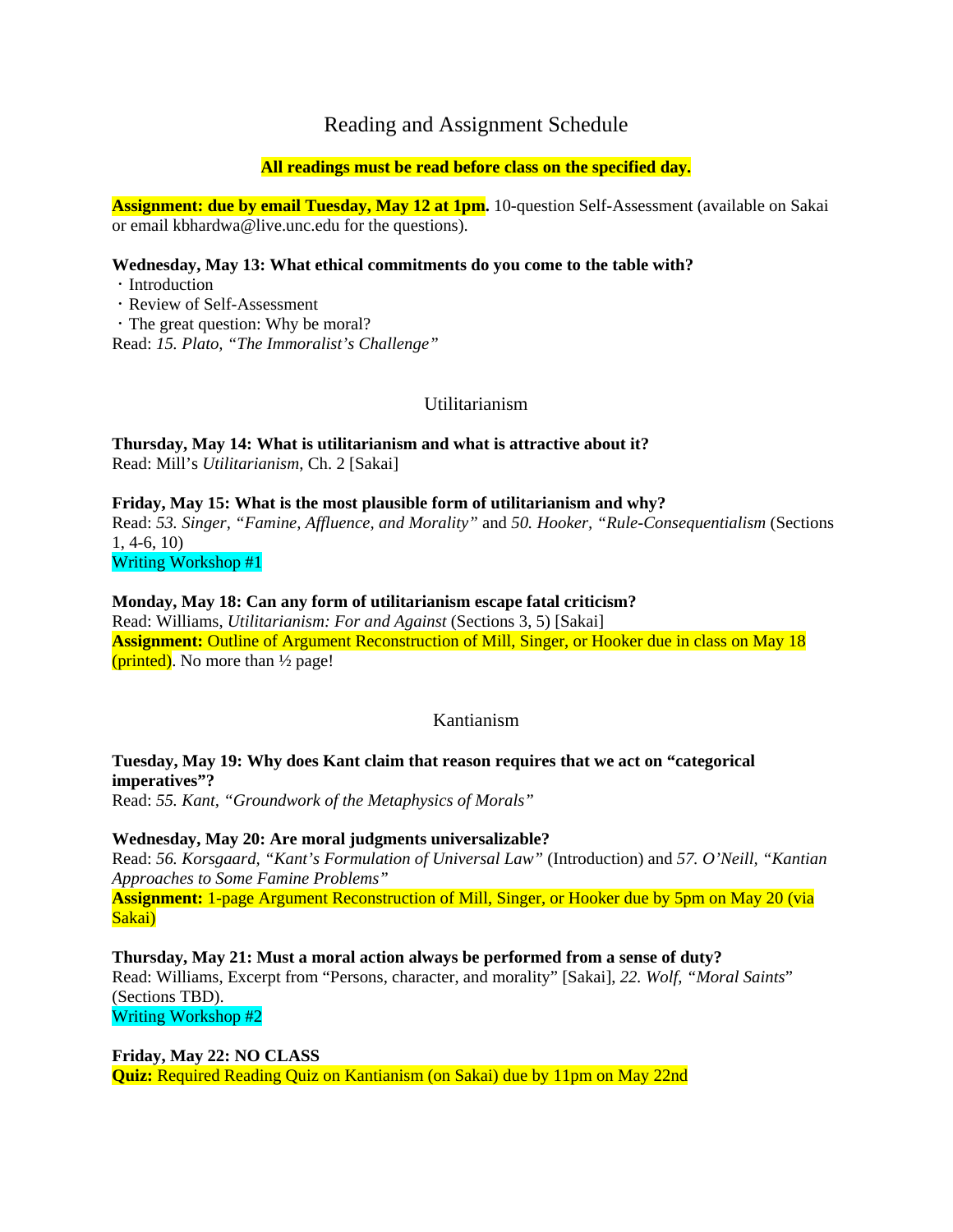# Reading and Assignment Schedule

**All readings must be read before class on the specified day.**

**Assignment: due by email Tuesday, May 12 at 1pm.** 10-question Self-Assessment (available on Sakai or email kbhardwa@live.unc.edu for the questions).

**Wednesday, May 13: What ethical commitments do you come to the table with?**

- Introduction
- Review of Self-Assessment
- The great question: Why be moral?

Read: *15. Plato, "The Immoralist's Challenge"*

## Utilitarianism

**Thursday, May 14: What is utilitarianism and what is attractive about it?**
Read: Mill's *Utilitarianism*, Ch. 2 [Sakai]

**Friday, May 15: What is the most plausible form of utilitarianism and why?**
Read: *53. Singer, "Famine, Affluence, and Morality"* and *50. Hooker, "Rule-Consequentialism* (Sections 1, 4-6, 10)
Writing Workshop #1

**Monday, May 18: Can any form of utilitarianism escape fatal criticism?**
Read: Williams, *Utilitarianism: For and Against* (Sections 3, 5) [Sakai]
**Assignment:** Outline of Argument Reconstruction of Mill, Singer, or Hooker due in class on May 18 (printed). No more than ½ page!

## Kantianism

**Tuesday, May 19: Why does Kant claim that reason requires that we act on "categorical imperatives"?**
Read: *55. Kant, "Groundwork of the Metaphysics of Morals"*

**Wednesday, May 20: Are moral judgments universalizable?**
Read: *56. Korsgaard, "Kant's Formulation of Universal Law"* (Introduction) and *57. O'Neill, "Kantian Approaches to Some Famine Problems"*
**Assignment:** 1-page Argument Reconstruction of Mill, Singer, or Hooker due by 5pm on May 20 (via Sakai)

**Thursday, May 21: Must a moral action always be performed from a sense of duty?**
Read: Williams, Excerpt from "Persons, character, and morality" [Sakai], *22. Wolf, "Moral Saints*" (Sections TBD).
Writing Workshop #2

**Friday, May 22: NO CLASS**
**Quiz:** Required Reading Quiz on Kantianism (on Sakai) due by 11pm on May 22nd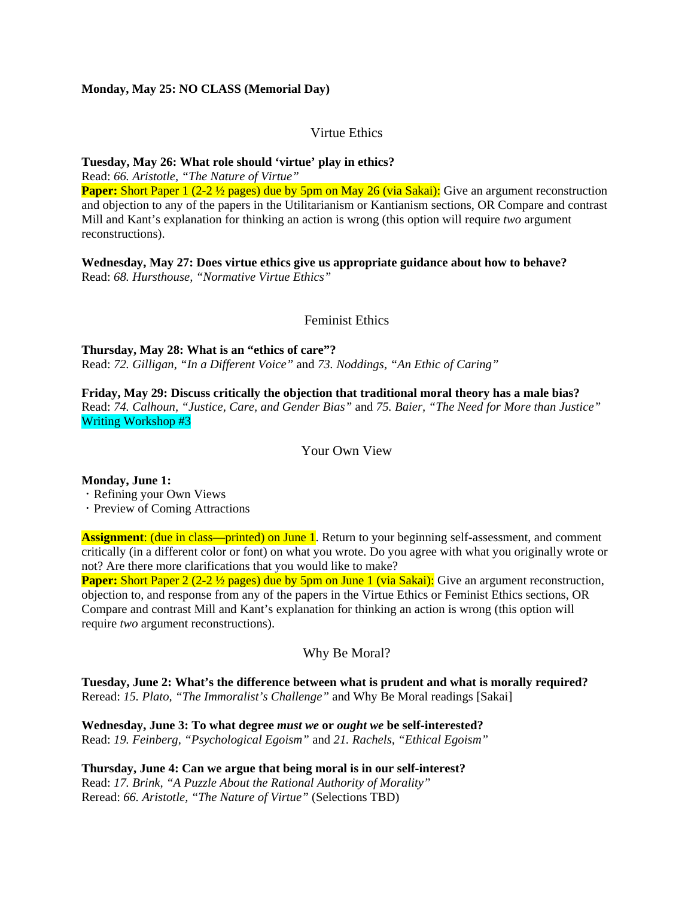**Monday, May 25: NO CLASS (Memorial Day)**

## Virtue Ethics

**Tuesday, May 26: What role should 'virtue' play in ethics?**
Read: *66. Aristotle, "The Nature of Virtue"*
**Paper:** Short Paper 1 (2-2 ½ pages) due by 5pm on May 26 (via Sakai): Give an argument reconstruction and objection to any of the papers in the Utilitarianism or Kantianism sections, OR Compare and contrast Mill and Kant's explanation for thinking an action is wrong (this option will require *two* argument reconstructions).

**Wednesday, May 27: Does virtue ethics give us appropriate guidance about how to behave?**
Read: *68. Hursthouse, "Normative Virtue Ethics"*

## Feminist Ethics

**Thursday, May 28: What is an "ethics of care"?**
Read: *72. Gilligan, "In a Different Voice"* and *73. Noddings, "An Ethic of Caring"*

**Friday, May 29: Discuss critically the objection that traditional moral theory has a male bias?**
Read: *74. Calhoun, "Justice, Care, and Gender Bias"* and *75. Baier, "The Need for More than Justice"*
Writing Workshop #3

## Your Own View

**Monday, June 1:**
- Refining your Own Views
- Preview of Coming Attractions

**Assignment**: (due in class—printed) on June 1. Return to your beginning self-assessment, and comment critically (in a different color or font) on what you wrote. Do you agree with what you originally wrote or not? Are there more clarifications that you would like to make?
**Paper:** Short Paper 2 (2-2 ½ pages) due by 5pm on June 1 (via Sakai): Give an argument reconstruction, objection to, and response from any of the papers in the Virtue Ethics or Feminist Ethics sections, OR Compare and contrast Mill and Kant's explanation for thinking an action is wrong (this option will require *two* argument reconstructions).

## Why Be Moral?

**Tuesday, June 2: What's the difference between what is prudent and what is morally required?**
Reread: *15. Plato, "The Immoralist's Challenge"* and Why Be Moral readings [Sakai]

**Wednesday, June 3: To what degree *must we* or *ought we* be self-interested?**
Read: *19. Feinberg, "Psychological Egoism"* and *21. Rachels, "Ethical Egoism"*

**Thursday, June 4: Can we argue that being moral is in our self-interest?**
Read: *17. Brink, "A Puzzle About the Rational Authority of Morality"*
Reread: *66. Aristotle, "The Nature of Virtue"* (Selections TBD)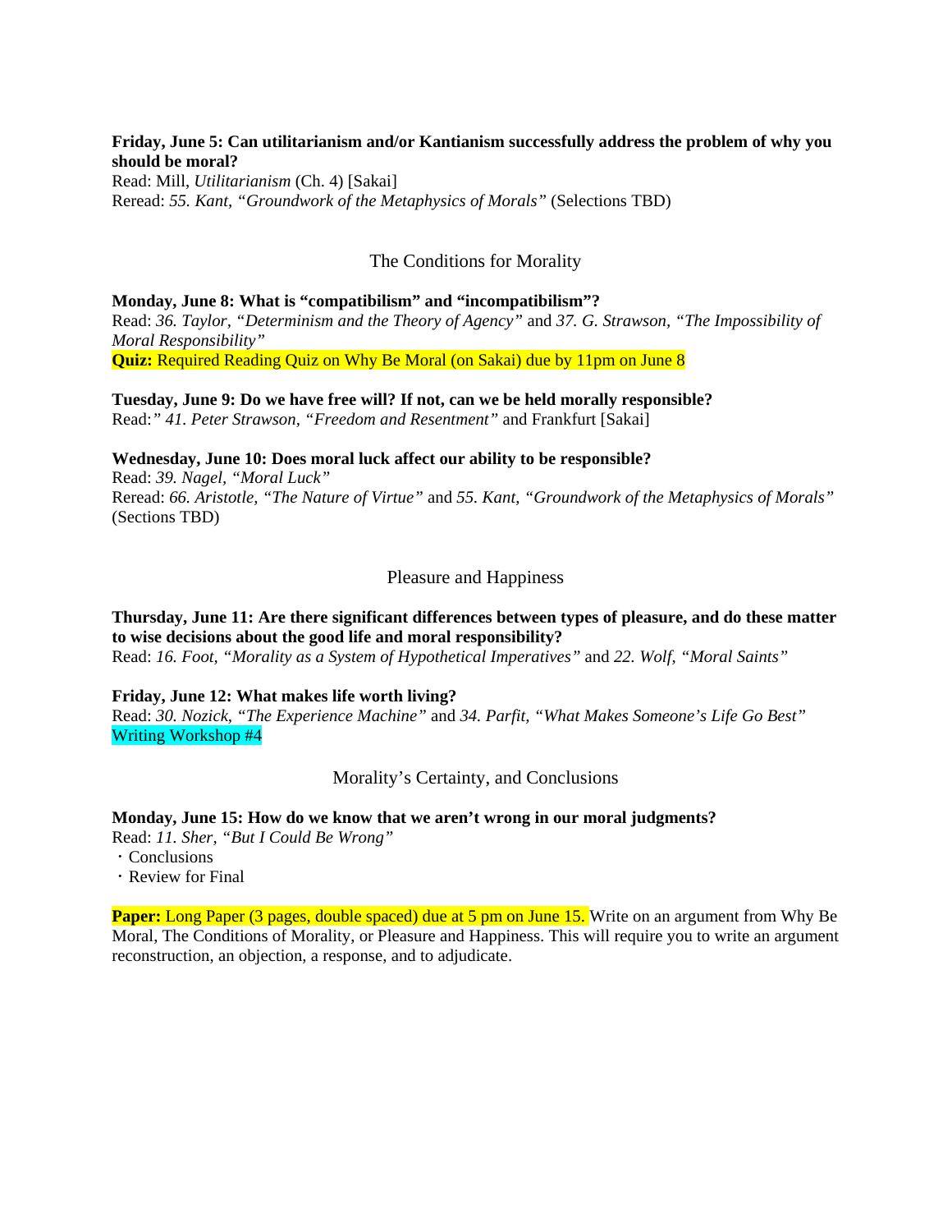**Friday, June 5: Can utilitarianism and/or Kantianism successfully address the problem of why you should be moral?**
Read: Mill, *Utilitarianism* (Ch. 4) [Sakai]
Reread: *55. Kant, "Groundwork of the Metaphysics of Morals"* (Selections TBD)

## The Conditions for Morality

**Monday, June 8: What is "compatibilism" and "incompatibilism"?**
Read: *36. Taylor, "Determinism and the Theory of Agency"* and *37. G. Strawson, "The Impossibility of Moral Responsibility"*
**Quiz:** Required Reading Quiz on Why Be Moral (on Sakai) due by 11pm on June 8

**Tuesday, June 9: Do we have free will? If not, can we be held morally responsible?**
Read:*" 41. Peter Strawson, "Freedom and Resentment"* and Frankfurt [Sakai]

**Wednesday, June 10: Does moral luck affect our ability to be responsible?**
Read: *39. Nagel, "Moral Luck"*
Reread: *66. Aristotle, "The Nature of Virtue"* and *55. Kant, "Groundwork of the Metaphysics of Morals"* (Sections TBD)

## Pleasure and Happiness

**Thursday, June 11: Are there significant differences between types of pleasure, and do these matter to wise decisions about the good life and moral responsibility?**
Read: *16. Foot, "Morality as a System of Hypothetical Imperatives"* and *22. Wolf, "Moral Saints"*

**Friday, June 12: What makes life worth living?**
Read: *30. Nozick, "The Experience Machine"* and *34. Parfit, "What Makes Someone's Life Go Best"*
Writing Workshop #4

## Morality's Certainty, and Conclusions

**Monday, June 15: How do we know that we aren't wrong in our moral judgments?**
Read: *11. Sher, "But I Could Be Wrong"*
- Conclusions
- Review for Final

**Paper:** Long Paper (3 pages, double spaced) due at 5 pm on June 15. Write on an argument from Why Be Moral, The Conditions of Morality, or Pleasure and Happiness. This will require you to write an argument reconstruction, an objection, a response, and to adjudicate.